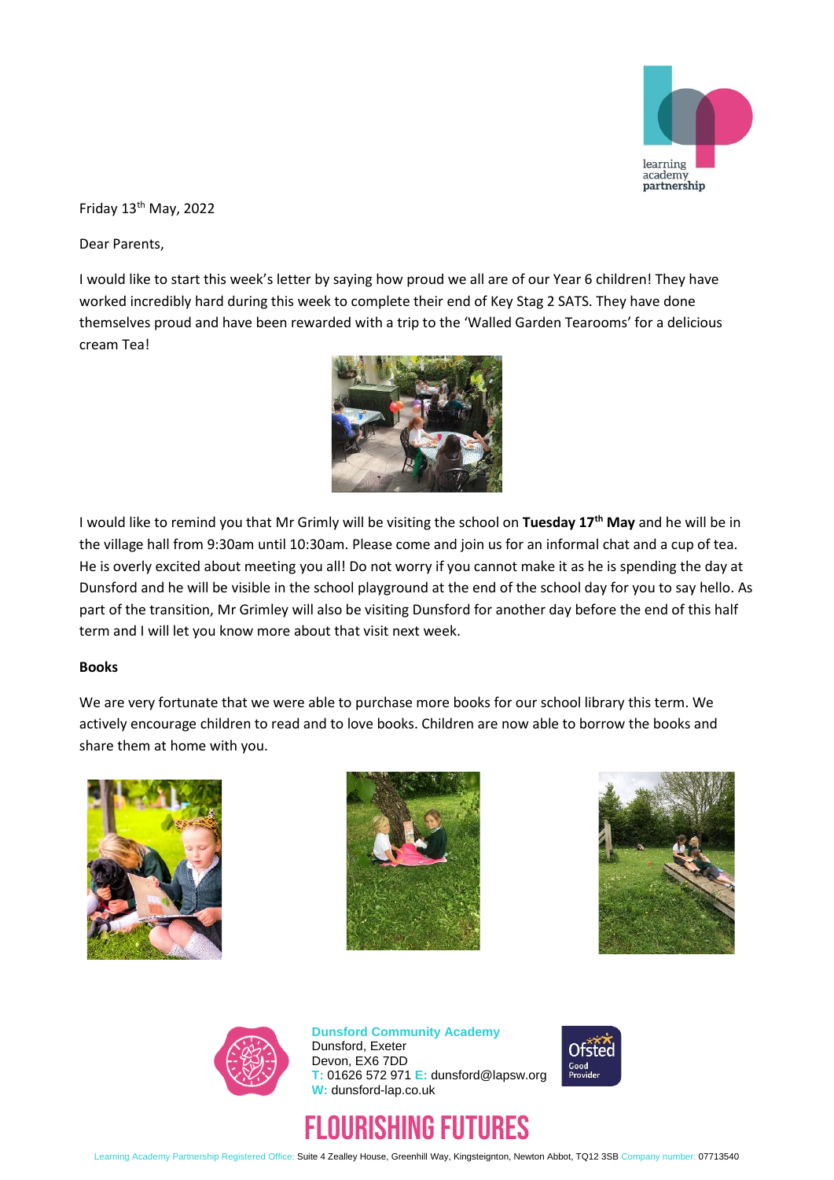Friday 13th May, 2022

Dear Parents,

I would like to start this week's letter by saying how proud we all are of our Year 6 children! They have worked incredibly hard during this week to complete their end of Key Stag 2 SATS. They have done themselves proud and have been rewarded with a trip to the 'Walled Garden Tearooms' for a delicious cream Tea!

I would like to remind you that Mr Grimly will be visiting the school on **Tuesday 17th May** and he will be in the village hall from 9:30am until 10:30am. Please come and join us for an informal chat and a cup of tea. He is overly excited about meeting you all! Do not worry if you cannot make it as he is spending the day at Dunsford and he will be visible in the school playground at the end of the school day for you to say hello. As part of the transition, Mr Grimley will also be visiting Dunsford for another day before the end of this half term and I will let you know more about that visit next week.

**Books**

We are very fortunate that we were able to purchase more books for our school library this term. We actively encourage children to read and to love books. Children are now able to borrow the books and share them at home with you.

**Dunsford Community Academy**
Dunsford, Exeter
Devon, EX6 7DD
T: 01626 572 971 E: dunsford@lapsw.org
W: dunsford-lap.co.uk

FLOURISHING FUTURES

Learning Academy Partnership Registered Office: Suite 4 Zealley House, Greenhill Way, Kingsteignton, Newton Abbot, TQ12 3SB Company number: 07713540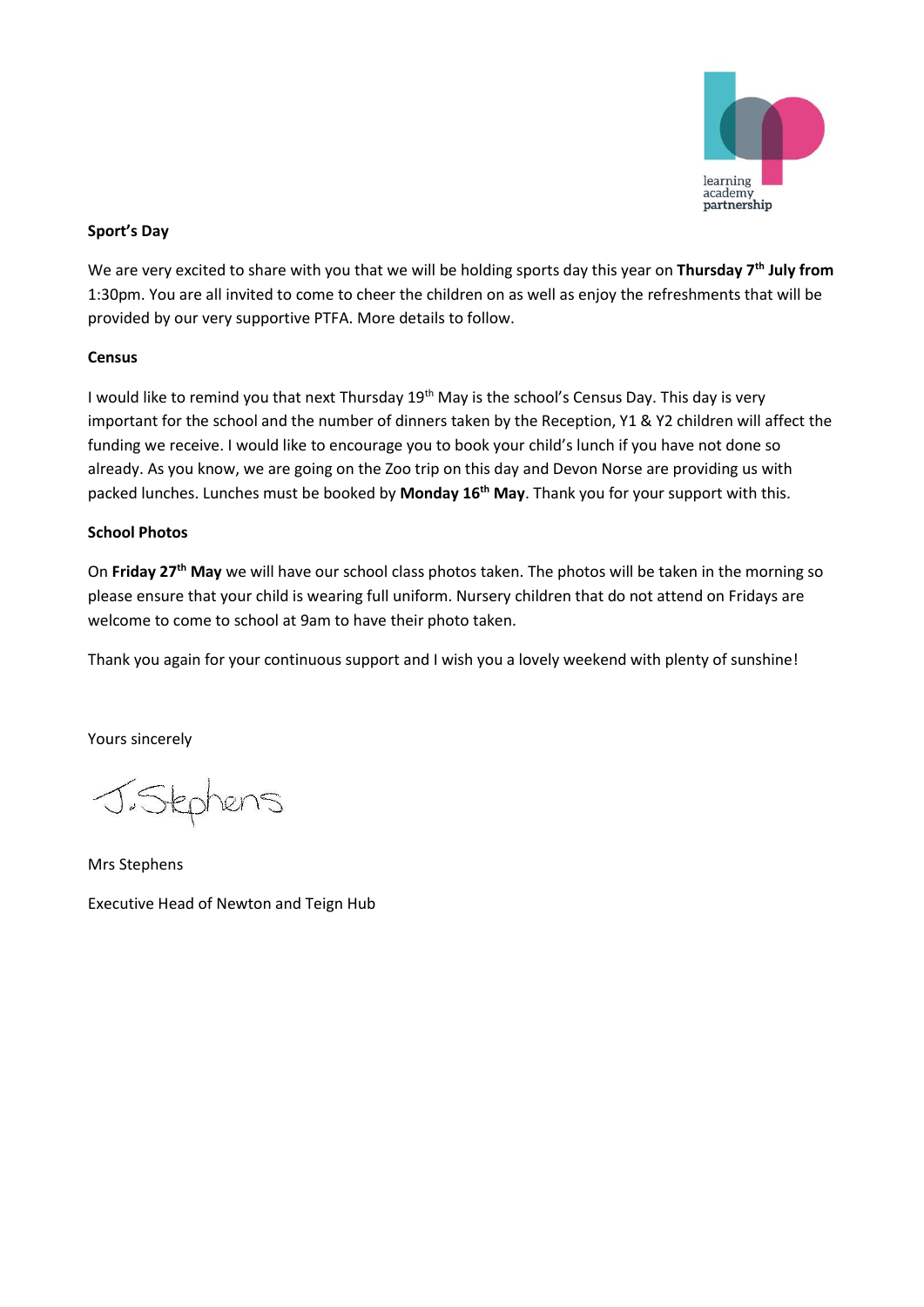learning academy partnership

**Sport's Day**

We are very excited to share with you that we will be holding sports day this year on **Thursday 7th July from** 1:30pm. You are all invited to come to cheer the children on as well as enjoy the refreshments that will be provided by our very supportive PTFA. More details to follow.

**Census**

I would like to remind you that next Thursday 19th May is the school's Census Day. This day is very important for the school and the number of dinners taken by the Reception, Y1 & Y2 children will affect the funding we receive. I would like to encourage you to book your child's lunch if you have not done so already. As you know, we are going on the Zoo trip on this day and Devon Norse are providing us with packed lunches. Lunches must be booked by **Monday 16th May**. Thank you for your support with this.

**School Photos**

On **Friday 27th May** we will have our school class photos taken. The photos will be taken in the morning so please ensure that your child is wearing full uniform. Nursery children that do not attend on Fridays are welcome to come to school at 9am to have their photo taken.

Thank you again for your continuous support and I wish you a lovely weekend with plenty of sunshine!

Yours sincerely

J.Stephens

Mrs Stephens

Executive Head of Newton and Teign Hub